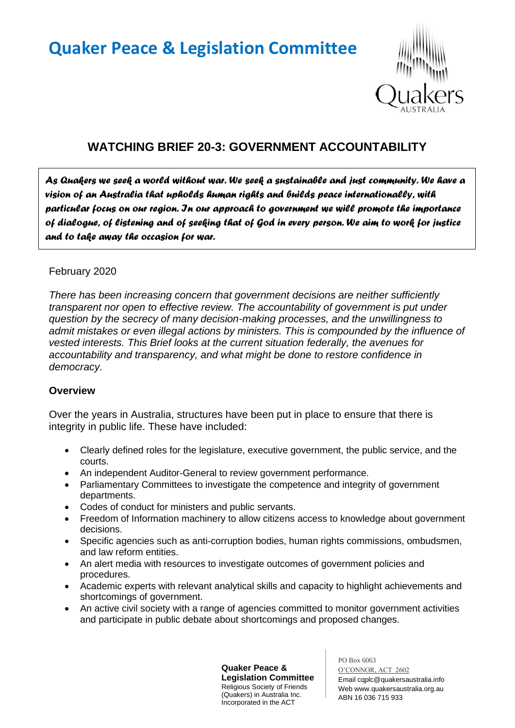# Quaker Peace & Legislation Committee

## WATCHING BRIEF 20-3: GOVERNMENT ACCOUNTABILITY

***As Quakers we seek a world without war. We seek a sustainable and just community. We have a vision of an Australia that upholds human rights and builds peace internationally, with particular focus on our region. In our approach to government we will promote the importance of dialogue, of listening and of seeking that of God in every person. We aim to work for justice and to take away the occasion for war.***

February 2020

*There has been increasing concern that government decisions are neither sufficiently transparent nor open to effective review. The accountability of government is put under question by the secrecy of many decision-making processes, and the unwillingness to admit mistakes or even illegal actions by ministers. This is compounded by the influence of vested interests. This Brief looks at the current situation federally, the avenues for accountability and transparency, and what might be done to restore confidence in democracy.*

### Overview

Over the years in Australia, structures have been put in place to ensure that there is integrity in public life. These have included:

- Clearly defined roles for the legislature, executive government, the public service, and the courts.
- An independent Auditor-General to review government performance.
- Parliamentary Committees to investigate the competence and integrity of government departments.
- Codes of conduct for ministers and public servants.
- Freedom of Information machinery to allow citizens access to knowledge about government decisions.
- Specific agencies such as anti-corruption bodies, human rights commissions, ombudsmen, and law reform entities.
- An alert media with resources to investigate outcomes of government policies and procedures.
- Academic experts with relevant analytical skills and capacity to highlight achievements and shortcomings of government.
- An active civil society with a range of agencies committed to monitor government activities and participate in public debate about shortcomings and proposed changes.

**Quaker Peace & Legislation Committee**
Religious Society of Friends (Quakers) in Australia Inc.
Incorporated in the ACT

PO Box 6063
O'CONNOR, ACT 2602
Email cqplc@quakersaustralia.info
Web www.quakersaustralia.org.au
ABN 16 036 715 933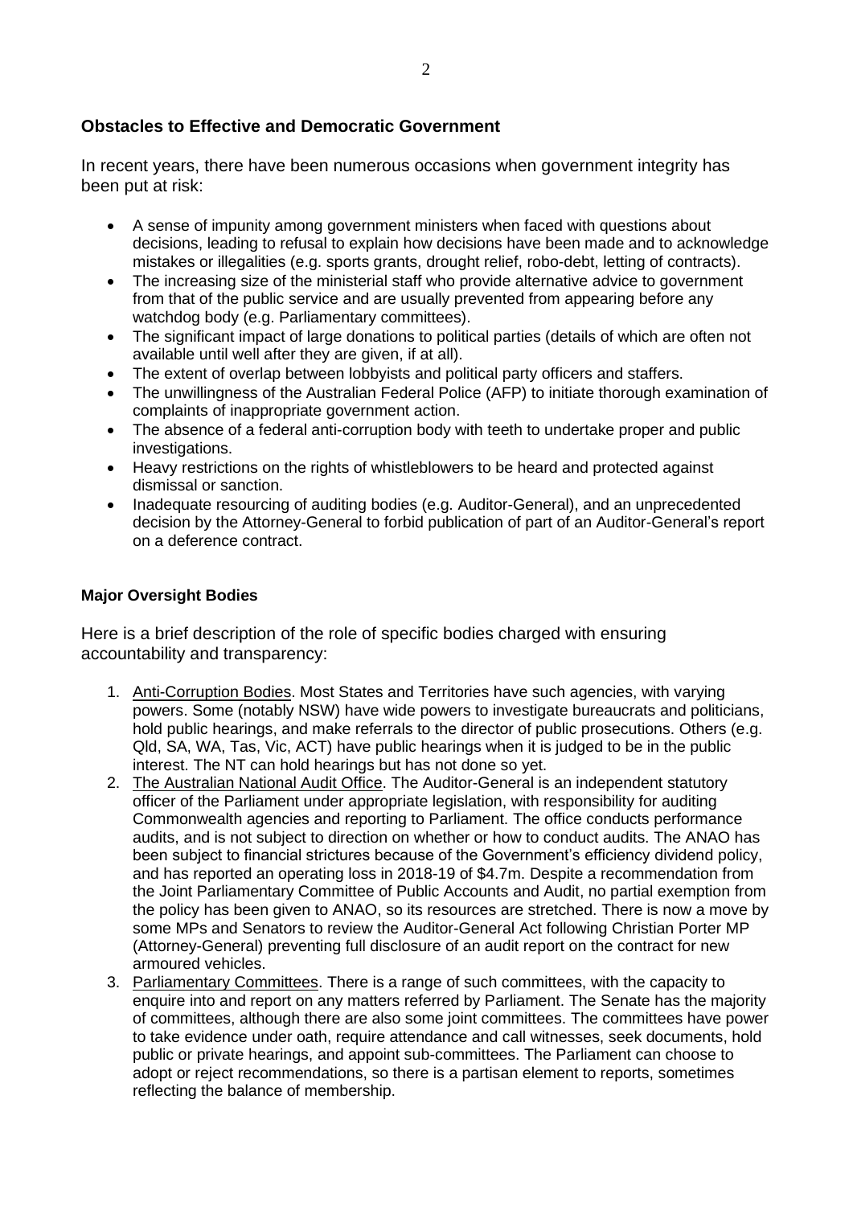## Obstacles to Effective and Democratic Government

In recent years, there have been numerous occasions when government integrity has been put at risk:

- A sense of impunity among government ministers when faced with questions about decisions, leading to refusal to explain how decisions have been made and to acknowledge mistakes or illegalities (e.g. sports grants, drought relief, robo-debt, letting of contracts).
- The increasing size of the ministerial staff who provide alternative advice to government from that of the public service and are usually prevented from appearing before any watchdog body (e.g. Parliamentary committees).
- The significant impact of large donations to political parties (details of which are often not available until well after they are given, if at all).
- The extent of overlap between lobbyists and political party officers and staffers.
- The unwillingness of the Australian Federal Police (AFP) to initiate thorough examination of complaints of inappropriate government action.
- The absence of a federal anti-corruption body with teeth to undertake proper and public investigations.
- Heavy restrictions on the rights of whistleblowers to be heard and protected against dismissal or sanction.
- Inadequate resourcing of auditing bodies (e.g. Auditor-General), and an unprecedented decision by the Attorney-General to forbid publication of part of an Auditor-General's report on a deference contract.

### Major Oversight Bodies

Here is a brief description of the role of specific bodies charged with ensuring accountability and transparency:

1. Anti-Corruption Bodies. Most States and Territories have such agencies, with varying powers. Some (notably NSW) have wide powers to investigate bureaucrats and politicians, hold public hearings, and make referrals to the director of public prosecutions. Others (e.g. Qld, SA, WA, Tas, Vic, ACT) have public hearings when it is judged to be in the public interest. The NT can hold hearings but has not done so yet.
2. The Australian National Audit Office. The Auditor-General is an independent statutory officer of the Parliament under appropriate legislation, with responsibility for auditing Commonwealth agencies and reporting to Parliament. The office conducts performance audits, and is not subject to direction on whether or how to conduct audits. The ANAO has been subject to financial strictures because of the Government's efficiency dividend policy, and has reported an operating loss in 2018-19 of $4.7m. Despite a recommendation from the Joint Parliamentary Committee of Public Accounts and Audit, no partial exemption from the policy has been given to ANAO, so its resources are stretched. There is now a move by some MPs and Senators to review the Auditor-General Act following Christian Porter MP (Attorney-General) preventing full disclosure of an audit report on the contract for new armoured vehicles.
3. Parliamentary Committees. There is a range of such committees, with the capacity to enquire into and report on any matters referred by Parliament. The Senate has the majority of committees, although there are also some joint committees. The committees have power to take evidence under oath, require attendance and call witnesses, seek documents, hold public or private hearings, and appoint sub-committees. The Parliament can choose to adopt or reject recommendations, so there is a partisan element to reports, sometimes reflecting the balance of membership.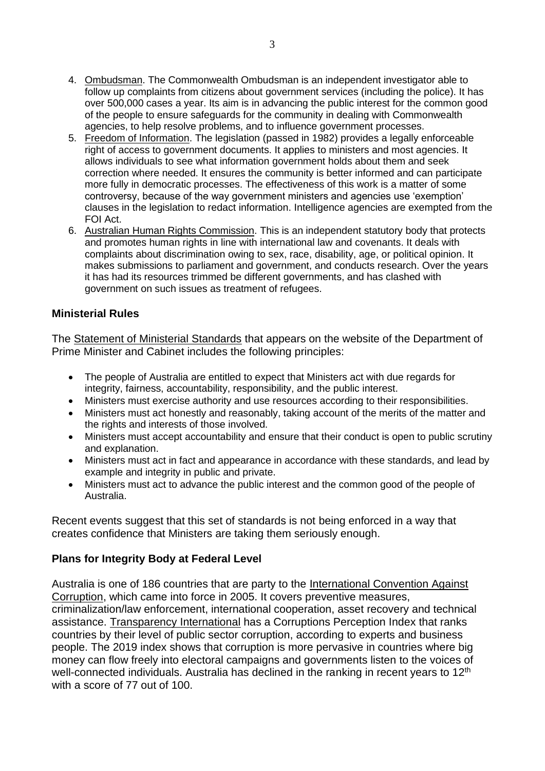4. Ombudsman. The Commonwealth Ombudsman is an independent investigator able to follow up complaints from citizens about government services (including the police). It has over 500,000 cases a year. Its aim is in advancing the public interest for the common good of the people to ensure safeguards for the community in dealing with Commonwealth agencies, to help resolve problems, and to influence government processes.
5. Freedom of Information. The legislation (passed in 1982) provides a legally enforceable right of access to government documents. It applies to ministers and most agencies. It allows individuals to see what information government holds about them and seek correction where needed. It ensures the community is better informed and can participate more fully in democratic processes. The effectiveness of this work is a matter of some controversy, because of the way government ministers and agencies use 'exemption' clauses in the legislation to redact information. Intelligence agencies are exempted from the FOI Act.
6. Australian Human Rights Commission. This is an independent statutory body that protects and promotes human rights in line with international law and covenants. It deals with complaints about discrimination owing to sex, race, disability, age, or political opinion. It makes submissions to parliament and government, and conducts research. Over the years it has had its resources trimmed be different governments, and has clashed with government on such issues as treatment of refugees.

**Ministerial Rules**

The Statement of Ministerial Standards that appears on the website of the Department of Prime Minister and Cabinet includes the following principles:

- The people of Australia are entitled to expect that Ministers act with due regards for integrity, fairness, accountability, responsibility, and the public interest.
- Ministers must exercise authority and use resources according to their responsibilities.
- Ministers must act honestly and reasonably, taking account of the merits of the matter and the rights and interests of those involved.
- Ministers must accept accountability and ensure that their conduct is open to public scrutiny and explanation.
- Ministers must act in fact and appearance in accordance with these standards, and lead by example and integrity in public and private.
- Ministers must act to advance the public interest and the common good of the people of Australia.

Recent events suggest that this set of standards is not being enforced in a way that creates confidence that Ministers are taking them seriously enough.

**Plans for Integrity Body at Federal Level**

Australia is one of 186 countries that are party to the International Convention Against Corruption, which came into force in 2005. It covers preventive measures, criminalization/law enforcement, international cooperation, asset recovery and technical assistance. Transparency International has a Corruptions Perception Index that ranks countries by their level of public sector corruption, according to experts and business people. The 2019 index shows that corruption is more pervasive in countries where big money can flow freely into electoral campaigns and governments listen to the voices of well-connected individuals. Australia has declined in the ranking in recent years to 12th with a score of 77 out of 100.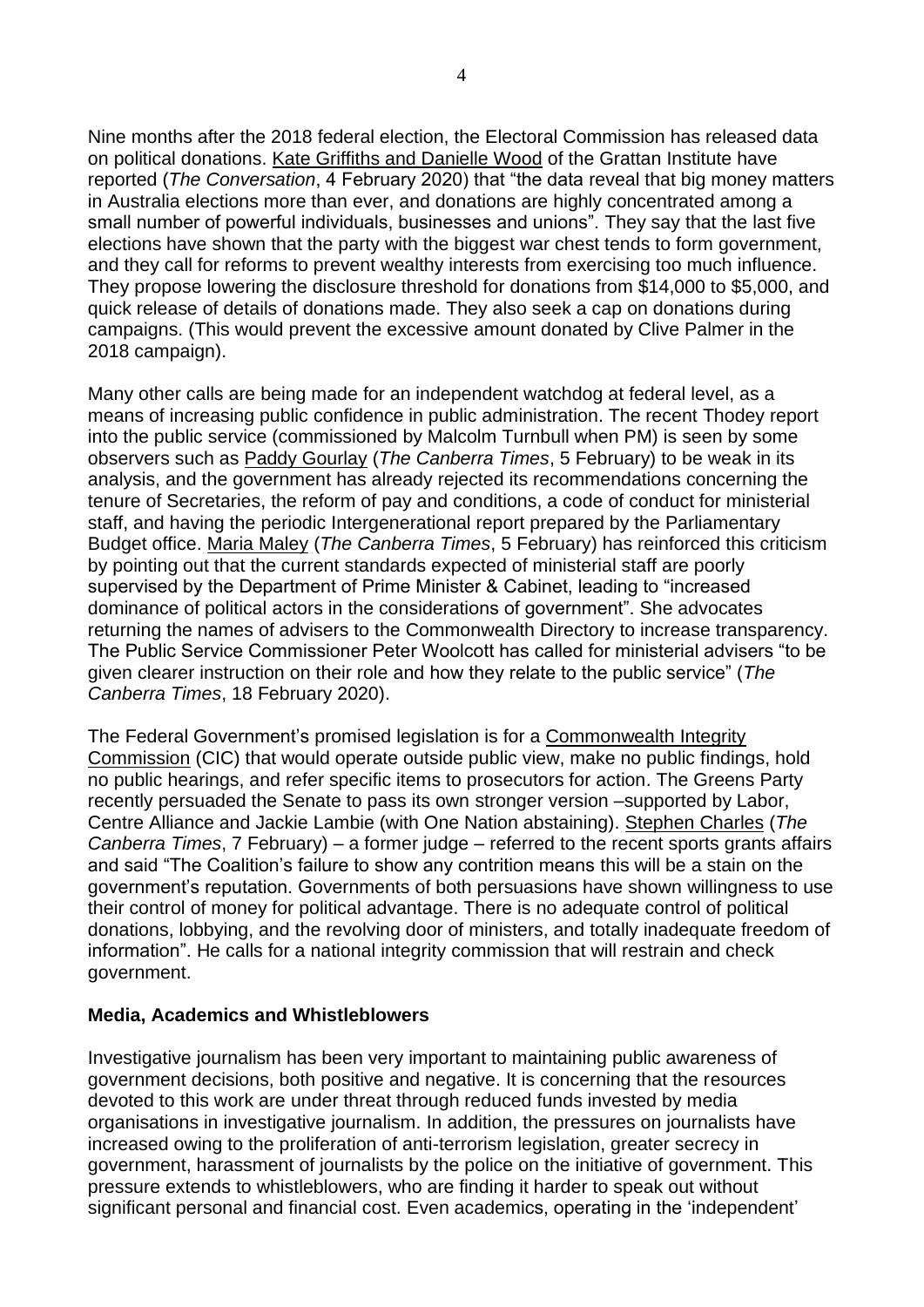Nine months after the 2018 federal election, the Electoral Commission has released data on political donations. Kate Griffiths and Danielle Wood of the Grattan Institute have reported (*The Conversation*, 4 February 2020) that "the data reveal that big money matters in Australia elections more than ever, and donations are highly concentrated among a small number of powerful individuals, businesses and unions". They say that the last five elections have shown that the party with the biggest war chest tends to form government, and they call for reforms to prevent wealthy interests from exercising too much influence. They propose lowering the disclosure threshold for donations from $14,000 to $5,000, and quick release of details of donations made. They also seek a cap on donations during campaigns. (This would prevent the excessive amount donated by Clive Palmer in the 2018 campaign).

Many other calls are being made for an independent watchdog at federal level, as a means of increasing public confidence in public administration. The recent Thodey report into the public service (commissioned by Malcolm Turnbull when PM) is seen by some observers such as Paddy Gourlay (*The Canberra Times*, 5 February) to be weak in its analysis, and the government has already rejected its recommendations concerning the tenure of Secretaries, the reform of pay and conditions, a code of conduct for ministerial staff, and having the periodic Intergenerational report prepared by the Parliamentary Budget office. Maria Maley (*The Canberra Times*, 5 February) has reinforced this criticism by pointing out that the current standards expected of ministerial staff are poorly supervised by the Department of Prime Minister & Cabinet, leading to "increased dominance of political actors in the considerations of government". She advocates returning the names of advisers to the Commonwealth Directory to increase transparency. The Public Service Commissioner Peter Woolcott has called for ministerial advisers "to be given clearer instruction on their role and how they relate to the public service" (*The Canberra Times*, 18 February 2020).

The Federal Government's promised legislation is for a Commonwealth Integrity Commission (CIC) that would operate outside public view, make no public findings, hold no public hearings, and refer specific items to prosecutors for action. The Greens Party recently persuaded the Senate to pass its own stronger version –supported by Labor, Centre Alliance and Jackie Lambie (with One Nation abstaining). Stephen Charles (*The Canberra Times*, 7 February) – a former judge – referred to the recent sports grants affairs and said "The Coalition's failure to show any contrition means this will be a stain on the government's reputation. Governments of both persuasions have shown willingness to use their control of money for political advantage. There is no adequate control of political donations, lobbying, and the revolving door of ministers, and totally inadequate freedom of information". He calls for a national integrity commission that will restrain and check government.

**Media, Academics and Whistleblowers**

Investigative journalism has been very important to maintaining public awareness of government decisions, both positive and negative. It is concerning that the resources devoted to this work are under threat through reduced funds invested by media organisations in investigative journalism. In addition, the pressures on journalists have increased owing to the proliferation of anti-terrorism legislation, greater secrecy in government, harassment of journalists by the police on the initiative of government. This pressure extends to whistleblowers, who are finding it harder to speak out without significant personal and financial cost. Even academics, operating in the 'independent'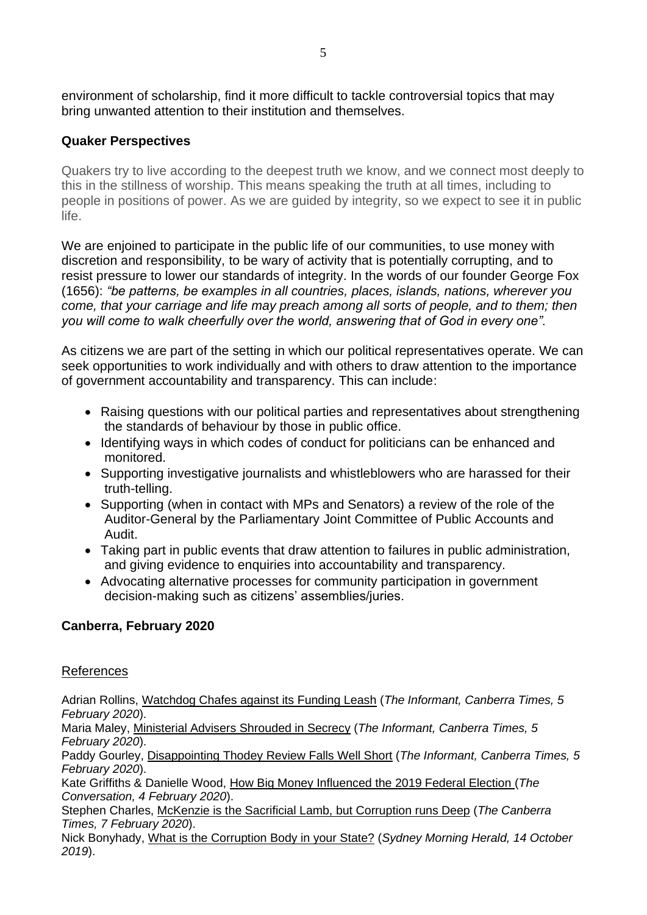environment of scholarship, find it more difficult to tackle controversial topics that may bring unwanted attention to their institution and themselves.

## Quaker Perspectives

Quakers try to live according to the deepest truth we know, and we connect most deeply to this in the stillness of worship. This means speaking the truth at all times, including to people in positions of power. As we are guided by integrity, so we expect to see it in public life.

We are enjoined to participate in the public life of our communities, to use money with discretion and responsibility, to be wary of activity that is potentially corrupting, and to resist pressure to lower our standards of integrity. In the words of our founder George Fox (1656): *"be patterns, be examples in all countries, places, islands, nations, wherever you come, that your carriage and life may preach among all sorts of people, and to them; then you will come to walk cheerfully over the world, answering that of God in every one".*

As citizens we are part of the setting in which our political representatives operate. We can seek opportunities to work individually and with others to draw attention to the importance of government accountability and transparency. This can include:

- Raising questions with our political parties and representatives about strengthening the standards of behaviour by those in public office.
- Identifying ways in which codes of conduct for politicians can be enhanced and monitored.
- Supporting investigative journalists and whistleblowers who are harassed for their truth-telling.
- Supporting (when in contact with MPs and Senators) a review of the role of the Auditor-General by the Parliamentary Joint Committee of Public Accounts and Audit.
- Taking part in public events that draw attention to failures in public administration, and giving evidence to enquiries into accountability and transparency.
- Advocating alternative processes for community participation in government decision-making such as citizens' assemblies/juries.

**Canberra, February 2020**

### References

Adrian Rollins, Watchdog Chafes against its Funding Leash (*The Informant, Canberra Times, 5 February 2020*).

Maria Maley, Ministerial Advisers Shrouded in Secrecy (*The Informant, Canberra Times, 5 February 2020*).

Paddy Gourley, Disappointing Thodey Review Falls Well Short (*The Informant, Canberra Times, 5 February 2020*).

Kate Griffiths & Danielle Wood, How Big Money Influenced the 2019 Federal Election (*The Conversation, 4 February 2020*).

Stephen Charles, McKenzie is the Sacrificial Lamb, but Corruption runs Deep (*The Canberra Times, 7 February 2020*).

Nick Bonyhady, What is the Corruption Body in your State? (*Sydney Morning Herald, 14 October 2019*).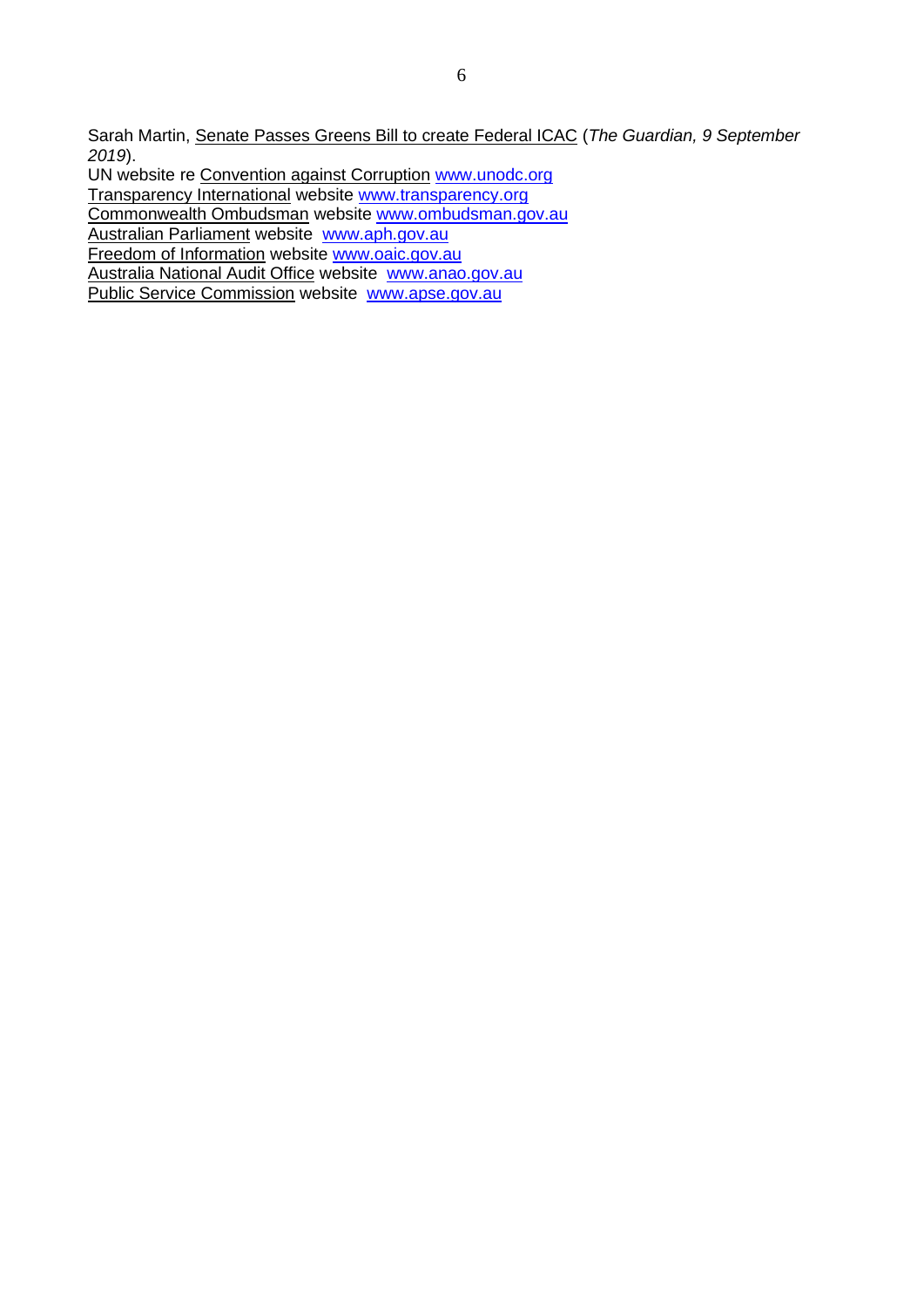Sarah Martin, Senate Passes Greens Bill to create Federal ICAC (*The Guardian, 9 September 2019*).
UN website re Convention against Corruption www.unodc.org
Transparency International website www.transparency.org
Commonwealth Ombudsman website www.ombudsman.gov.au
Australian Parliament website www.aph.gov.au
Freedom of Information website www.oaic.gov.au
Australia National Audit Office website www.anao.gov.au
Public Service Commission website www.apse.gov.au